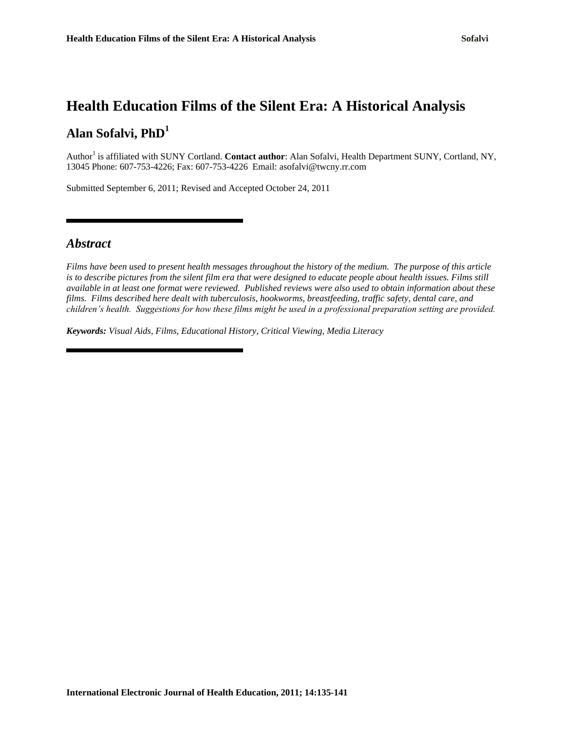# Health Education Films of the Silent Era: A Historical Analysis

## Alan Sofalvi, PhD[1]

Author[1] is affiliated with SUNY Cortland. **Contact author**: Alan Sofalvi, Health Department SUNY, Cortland, NY, 13045 Phone: 607-753-4226; Fax: 607-753-4226 Email: asofalvi@twcny.rr.com

Submitted September 6, 2011; Revised and Accepted October 24, 2011

---

## *Abstract*

*Films have been used to present health messages throughout the history of the medium. The purpose of this article is to describe pictures from the silent film era that were designed to educate people about health issues. Films still available in at least one format were reviewed. Published reviews were also used to obtain information about these films. Films described here dealt with tuberculosis, hookworms, breastfeeding, traffic safety, dental care, and children's health. Suggestions for how these films might be used in a professional preparation setting are provided.*

***Keywords:*** *Visual Aids, Films, Educational History, Critical Viewing, Media Literacy*

---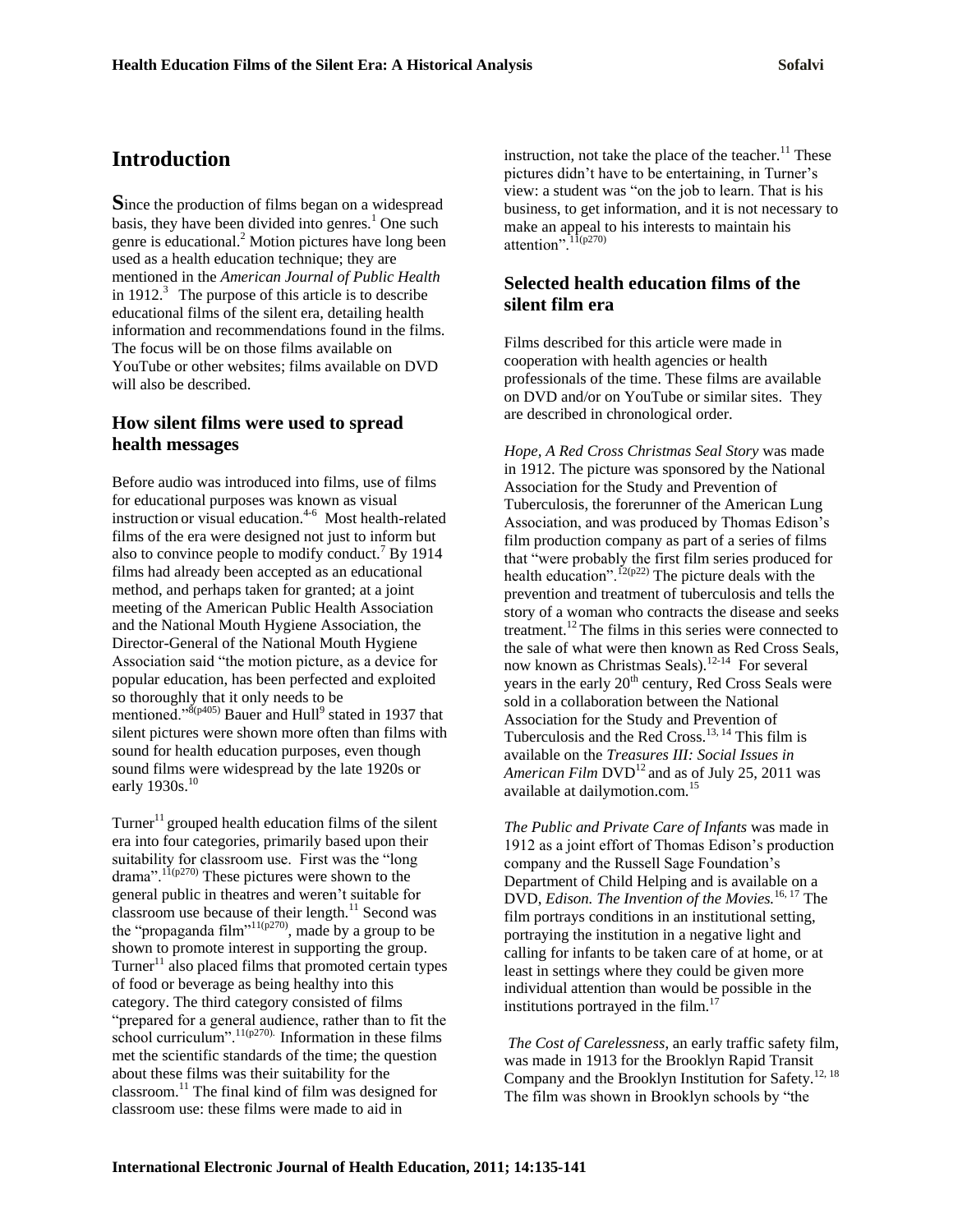## Introduction

**S**ince the production of films began on a widespread basis, they have been divided into genres.[1] One such genre is educational.[2] Motion pictures have long been used as a health education technique; they are mentioned in the *American Journal of Public Health* in 1912.[3] The purpose of this article is to describe educational films of the silent era, detailing health information and recommendations found in the films. The focus will be on those films available on YouTube or other websites; films available on DVD will also be described.

### How silent films were used to spread health messages

Before audio was introduced into films, use of films for educational purposes was known as visual instruction or visual education.[4-6] Most health-related films of the era were designed not just to inform but also to convince people to modify conduct.[7] By 1914 films had already been accepted as an educational method, and perhaps taken for granted; at a joint meeting of the American Public Health Association and the National Mouth Hygiene Association, the Director-General of the National Mouth Hygiene Association said "the motion picture, as a device for popular education, has been perfected and exploited so thoroughly that it only needs to be mentioned."[8(p405)] Bauer and Hull[9] stated in 1937 that silent pictures were shown more often than films with sound for health education purposes, even though sound films were widespread by the late 1920s or early 1930s.[10]

Turner[11] grouped health education films of the silent era into four categories, primarily based upon their suitability for classroom use. First was the "long drama".[11(p270)] These pictures were shown to the general public in theatres and weren't suitable for classroom use because of their length.[11] Second was the "propaganda film"[11(p270)], made by a group to be shown to promote interest in supporting the group. Turner[11] also placed films that promoted certain types of food or beverage as being healthy into this category. The third category consisted of films "prepared for a general audience, rather than to fit the school curriculum".[11(p270)] Information in these films met the scientific standards of the time; the question about these films was their suitability for the classroom.[11] The final kind of film was designed for classroom use: these films were made to aid in instruction, not take the place of the teacher.[11] These pictures didn't have to be entertaining, in Turner's view: a student was "on the job to learn. That is his business, to get information, and it is not necessary to make an appeal to his interests to maintain his attention".[11(p270)]

### Selected health education films of the silent film era

Films described for this article were made in cooperation with health agencies or health professionals of the time. These films are available on DVD and/or on YouTube or similar sites. They are described in chronological order.

*Hope, A Red Cross Christmas Seal Story* was made in 1912. The picture was sponsored by the National Association for the Study and Prevention of Tuberculosis, the forerunner of the American Lung Association, and was produced by Thomas Edison's film production company as part of a series of films that "were probably the first film series produced for health education".[12(p22)] The picture deals with the prevention and treatment of tuberculosis and tells the story of a woman who contracts the disease and seeks treatment.[12] The films in this series were connected to the sale of what were then known as Red Cross Seals, now known as Christmas Seals).[12-14] For several years in the early 20th century, Red Cross Seals were sold in a collaboration between the National Association for the Study and Prevention of Tuberculosis and the Red Cross.[13, 14] This film is available on the *Treasures III: Social Issues in American Film* DVD[12] and as of July 25, 2011 was available at dailymotion.com.[15]

*The Public and Private Care of Infants* was made in 1912 as a joint effort of Thomas Edison's production company and the Russell Sage Foundation's Department of Child Helping and is available on a DVD, *Edison. The Invention of the Movies.*[16, 17] The film portrays conditions in an institutional setting, portraying the institution in a negative light and calling for infants to be taken care of at home, or at least in settings where they could be given more individual attention than would be possible in the institutions portrayed in the film.[17]

*The Cost of Carelessness*, an early traffic safety film, was made in 1913 for the Brooklyn Rapid Transit Company and the Brooklyn Institution for Safety.[12, 18] The film was shown in Brooklyn schools by "the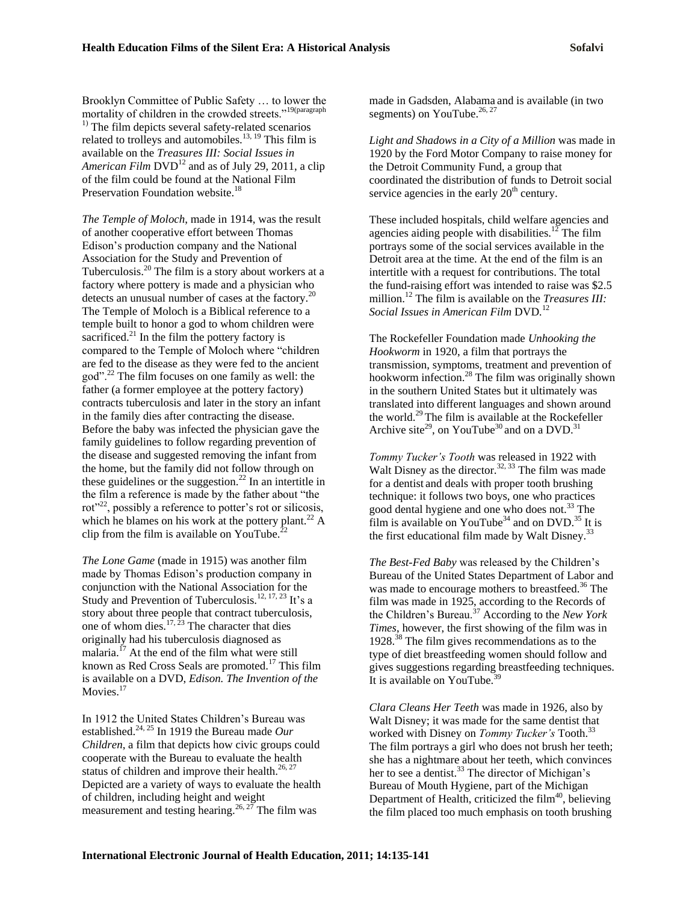Brooklyn Committee of Public Safety … to lower the mortality of children in the crowded streets."[19(paragraph 1)] The film depicts several safety-related scenarios related to trolleys and automobiles.[13, 19] This film is available on the *Treasures III: Social Issues in American Film* DVD[12] and as of July 29, 2011, a clip of the film could be found at the National Film Preservation Foundation website.[18]

*The Temple of Moloch*, made in 1914, was the result of another cooperative effort between Thomas Edison's production company and the National Association for the Study and Prevention of Tuberculosis.[20] The film is a story about workers at a factory where pottery is made and a physician who detects an unusual number of cases at the factory.[20] The Temple of Moloch is a Biblical reference to a temple built to honor a god to whom children were sacrificed.[21] In the film the pottery factory is compared to the Temple of Moloch where "children are fed to the disease as they were fed to the ancient god".[22] The film focuses on one family as well: the father (a former employee at the pottery factory) contracts tuberculosis and later in the story an infant in the family dies after contracting the disease. Before the baby was infected the physician gave the family guidelines to follow regarding prevention of the disease and suggested removing the infant from the home, but the family did not follow through on these guidelines or the suggestion.[22] In an intertitle in the film a reference is made by the father about "the rot"[22], possibly a reference to potter's rot or silicosis, which he blames on his work at the pottery plant.[22] A clip from the film is available on YouTube.[22]

*The Lone Game* (made in 1915) was another film made by Thomas Edison's production company in conjunction with the National Association for the Study and Prevention of Tuberculosis.[12, 17, 23] It's a story about three people that contract tuberculosis, one of whom dies.[17, 23] The character that dies originally had his tuberculosis diagnosed as malaria.[17] At the end of the film what were still known as Red Cross Seals are promoted.[17] This film is available on a DVD, *Edison. The Invention of the* Movies.[17]

In 1912 the United States Children's Bureau was established.[24, 25] In 1919 the Bureau made *Our Children*, a film that depicts how civic groups could cooperate with the Bureau to evaluate the health status of children and improve their health.[26, 27] Depicted are a variety of ways to evaluate the health of children, including height and weight measurement and testing hearing.[26, 27] The film was made in Gadsden, Alabama and is available (in two segments) on YouTube.[26, 27]

*Light and Shadows in a City of a Million* was made in 1920 by the Ford Motor Company to raise money for the Detroit Community Fund, a group that coordinated the distribution of funds to Detroit social service agencies in the early 20th century.

These included hospitals, child welfare agencies and agencies aiding people with disabilities.[12] The film portrays some of the social services available in the Detroit area at the time. At the end of the film is an intertitle with a request for contributions. The total the fund-raising effort was intended to raise was $2.5 million.[12] The film is available on the *Treasures III: Social Issues in American Film* DVD.[12]

The Rockefeller Foundation made *Unhooking the Hookworm* in 1920, a film that portrays the transmission, symptoms, treatment and prevention of hookworm infection.[28] The film was originally shown in the southern United States but it ultimately was translated into different languages and shown around the world.[29] The film is available at the Rockefeller Archive site[29], on YouTube[30] and on a DVD.[31]

*Tommy Tucker's Tooth* was released in 1922 with Walt Disney as the director.[32, 33] The film was made for a dentist and deals with proper tooth brushing technique: it follows two boys, one who practices good dental hygiene and one who does not.[33] The film is available on YouTube[34] and on DVD.[35] It is the first educational film made by Walt Disney.[33]

*The Best-Fed Baby* was released by the Children's Bureau of the United States Department of Labor and was made to encourage mothers to breastfeed.[36] The film was made in 1925, according to the Records of the Children's Bureau.[37] According to the *New York Times*, however, the first showing of the film was in 1928.[38] The film gives recommendations as to the type of diet breastfeeding women should follow and gives suggestions regarding breastfeeding techniques. It is available on YouTube.[39]

*Clara Cleans Her Teeth* was made in 1926, also by Walt Disney; it was made for the same dentist that worked with Disney on *Tommy Tucker's* Tooth.[33] The film portrays a girl who does not brush her teeth; she has a nightmare about her teeth, which convinces her to see a dentist.[33] The director of Michigan's Bureau of Mouth Hygiene, part of the Michigan Department of Health, criticized the film[40], believing the film placed too much emphasis on tooth brushing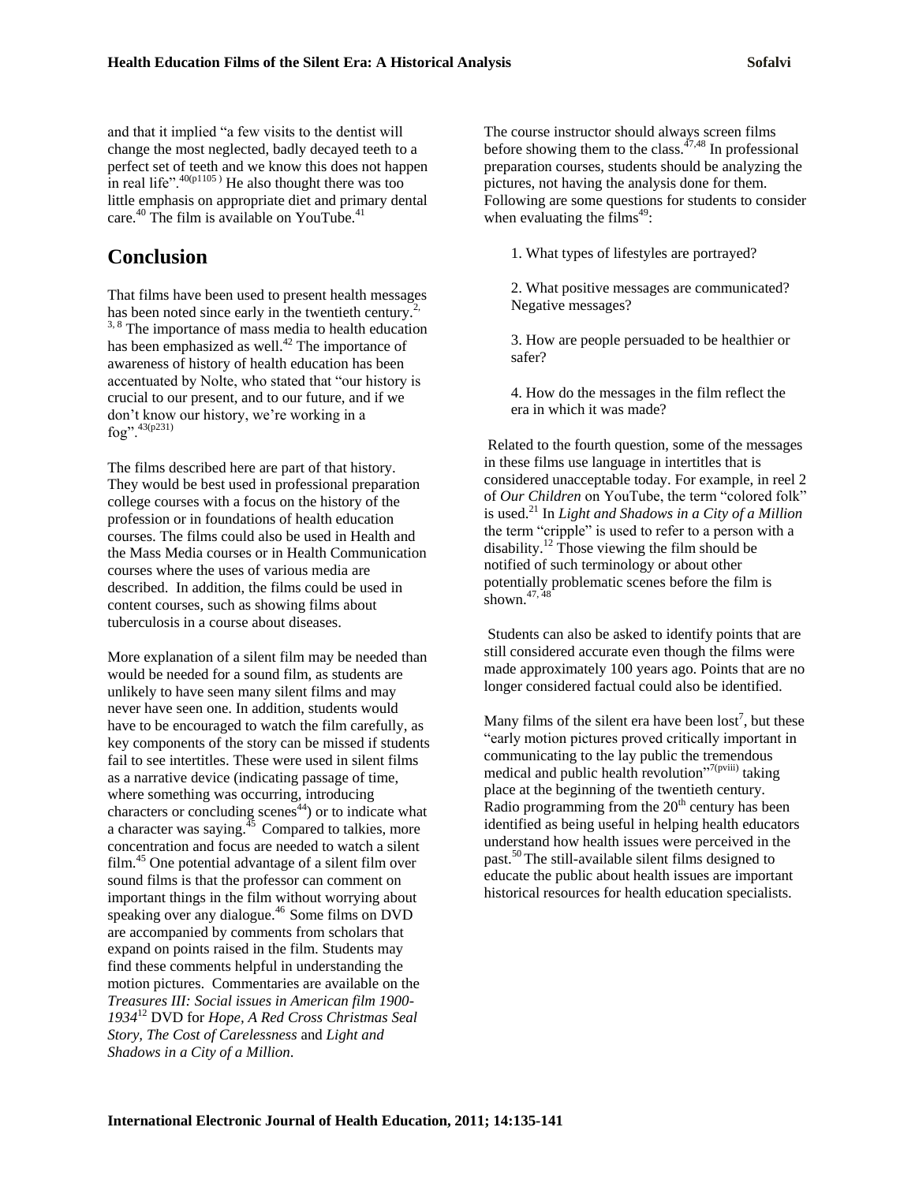and that it implied "a few visits to the dentist will change the most neglected, badly decayed teeth to a perfect set of teeth and we know this does not happen in real life".[40(p1105)] He also thought there was too little emphasis on appropriate diet and primary dental care.[40] The film is available on YouTube.[41]

## Conclusion

That films have been used to present health messages has been noted since early in the twentieth century.[2, 3, 8] The importance of mass media to health education has been emphasized as well.[42] The importance of awareness of history of health education has been accentuated by Nolte, who stated that "our history is crucial to our present, and to our future, and if we don't know our history, we're working in a fog".[43(p231)]

The films described here are part of that history. They would be best used in professional preparation college courses with a focus on the history of the profession or in foundations of health education courses. The films could also be used in Health and the Mass Media courses or in Health Communication courses where the uses of various media are described. In addition, the films could be used in content courses, such as showing films about tuberculosis in a course about diseases.

More explanation of a silent film may be needed than would be needed for a sound film, as students are unlikely to have seen many silent films and may never have seen one. In addition, students would have to be encouraged to watch the film carefully, as key components of the story can be missed if students fail to see intertitles. These were used in silent films as a narrative device (indicating passage of time, where something was occurring, introducing characters or concluding scenes[44]) or to indicate what a character was saying.[45] Compared to talkies, more concentration and focus are needed to watch a silent film.[45] One potential advantage of a silent film over sound films is that the professor can comment on important things in the film without worrying about speaking over any dialogue.[46] Some films on DVD are accompanied by comments from scholars that expand on points raised in the film. Students may find these comments helpful in understanding the motion pictures. Commentaries are available on the *Treasures III: Social issues in American film 1900-1934*[12] DVD for *Hope, A Red Cross Christmas Seal Story, The Cost of Carelessness* and *Light and Shadows in a City of a Million*.

The course instructor should always screen films before showing them to the class.[47,48] In professional preparation courses, students should be analyzing the pictures, not having the analysis done for them. Following are some questions for students to consider when evaluating the films[49]:

1. What types of lifestyles are portrayed?

2. What positive messages are communicated? Negative messages?

3. How are people persuaded to be healthier or safer?

4. How do the messages in the film reflect the era in which it was made?

Related to the fourth question, some of the messages in these films use language in intertitles that is considered unacceptable today. For example, in reel 2 of *Our Children* on YouTube, the term "colored folk" is used.[21] In *Light and Shadows in a City of a Million* the term "cripple" is used to refer to a person with a disability.[12] Those viewing the film should be notified of such terminology or about other potentially problematic scenes before the film is shown.[47, 48]

Students can also be asked to identify points that are still considered accurate even though the films were made approximately 100 years ago. Points that are no longer considered factual could also be identified.

Many films of the silent era have been lost[7], but these "early motion pictures proved critically important in communicating to the lay public the tremendous medical and public health revolution"[7(pviii)] taking place at the beginning of the twentieth century. Radio programming from the 20th century has been identified as being useful in helping health educators understand how health issues were perceived in the past.[50] The still-available silent films designed to educate the public about health issues are important historical resources for health education specialists.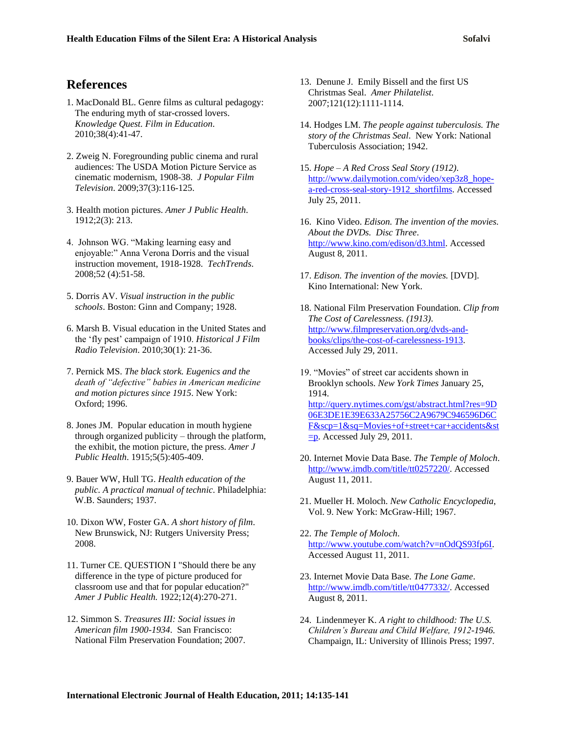## References

1. MacDonald BL. Genre films as cultural pedagogy: The enduring myth of star-crossed lovers. *Knowledge Quest. Film in Education*. 2010;38(4):41-47.

2. Zweig N. Foregrounding public cinema and rural audiences: The USDA Motion Picture Service as cinematic modernism, 1908-38. *J Popular Film Television*. 2009;37(3):116-125.

3. Health motion pictures. *Amer J Public Health*. 1912;2(3): 213.

4. Johnson WG. "Making learning easy and enjoyable:" Anna Verona Dorris and the visual instruction movement, 1918-1928. *TechTrends*. 2008;52 (4):51-58.

5. Dorris AV. *Visual instruction in the public schools*. Boston: Ginn and Company; 1928.

6. Marsh B. Visual education in the United States and the 'fly pest' campaign of 1910. *Historical J Film Radio Television*. 2010;30(1): 21-36.

7. Pernick MS. *The black stork. Eugenics and the death of "defective" babies in American medicine and motion pictures since 1915*. New York: Oxford; 1996.

8. Jones JM. Popular education in mouth hygiene through organized publicity – through the platform, the exhibit, the motion picture, the press. *Amer J Public Health*. 1915;5(5):405-409.

9. Bauer WW, Hull TG. *Health education of the public. A practical manual of technic.* Philadelphia: W.B. Saunders; 1937.

10. Dixon WW, Foster GA. *A short history of film*. New Brunswick, NJ: Rutgers University Press; 2008.

11. Turner CE. QUESTION I "Should there be any difference in the type of picture produced for classroom use and that for popular education?" *Amer J Public Health.* 1922;12(4):270-271.

12. Simmon S. *Treasures III: Social issues in American film 1900-1934*. San Francisco: National Film Preservation Foundation; 2007.

13. Denune J. Emily Bissell and the first US Christmas Seal. *Amer Philatelist*. 2007;121(12):1111-1114.

14. Hodges LM. *The people against tuberculosis. The story of the Christmas Seal*. New York: National Tuberculosis Association; 1942.

15. *Hope – A Red Cross Seal Story (1912)*. http://www.dailymotion.com/video/xep3z8_hope-a-red-cross-seal-story-1912_shortfilms. Accessed July 25, 2011.

16. Kino Video. *Edison. The invention of the movies. About the DVDs. Disc Three*. http://www.kino.com/edison/d3.html. Accessed August 8, 2011.

17. *Edison. The invention of the movies.* [DVD]. Kino International: New York.

18. National Film Preservation Foundation. *Clip from The Cost of Carelessness. (1913)*. http://www.filmpreservation.org/dvds-and-books/clips/the-cost-of-carelessness-1913. Accessed July 29, 2011.

19. "Movies" of street car accidents shown in Brooklyn schools. *New York Times* January 25, 1914. http://query.nytimes.com/gst/abstract.html?res=9D06E3DE1E39E633A25756C2A9679C946596D6CF&scp=1&sq=Movies+of+street+car+accidents&st=p. Accessed July 29, 2011.

20. Internet Movie Data Base. *The Temple of Moloch*. http://www.imdb.com/title/tt0257220/. Accessed August 11, 2011.

21. Mueller H. Moloch. *New Catholic Encyclopedia*, Vol. 9. New York: McGraw-Hill; 1967.

22. *The Temple of Moloch*. http://www.youtube.com/watch?v=nOdQS93fp6I. Accessed August 11, 2011.

23. Internet Movie Data Base. *The Lone Game*. http://www.imdb.com/title/tt0477332/. Accessed August 8, 2011.

24. Lindenmeyer K. *A right to childhood: The U.S. Children's Bureau and Child Welfare, 1912-1946.* Champaign, IL: University of Illinois Press; 1997.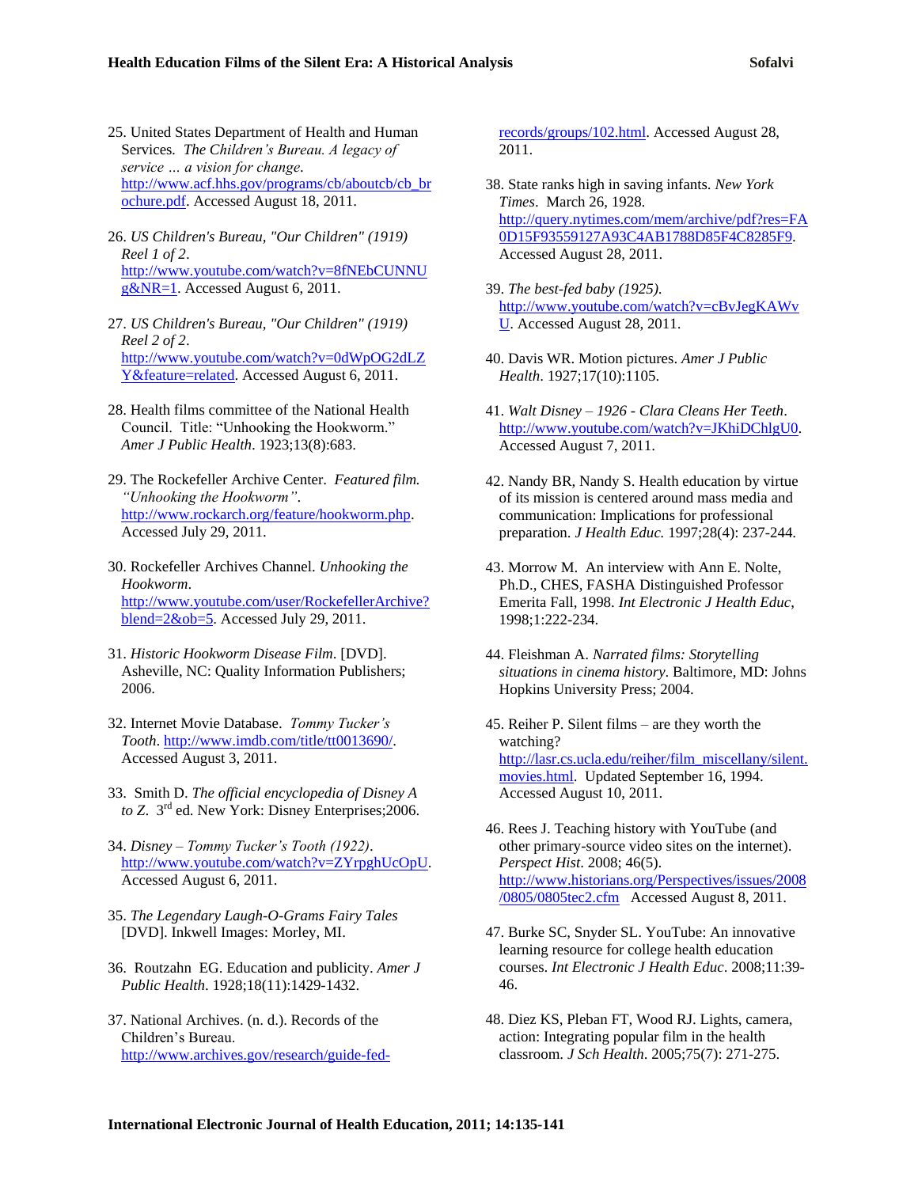25. United States Department of Health and Human Services. *The Children's Bureau. A legacy of service … a vision for change*. http://www.acf.hhs.gov/programs/cb/aboutcb/cb_brochure.pdf. Accessed August 18, 2011.

26. *US Children's Bureau, "Our Children" (1919) Reel 1 of 2*. http://www.youtube.com/watch?v=8fNEbCUNNUg&NR=1. Accessed August 6, 2011.

27. *US Children's Bureau, "Our Children" (1919) Reel 2 of 2*. http://www.youtube.com/watch?v=0dWpOG2dLZY&feature=related. Accessed August 6, 2011.

28. Health films committee of the National Health Council. Title: "Unhooking the Hookworm." *Amer J Public Health*. 1923;13(8):683.

29. The Rockefeller Archive Center. *Featured film. "Unhooking the Hookworm"*. http://www.rockarch.org/feature/hookworm.php. Accessed July 29, 2011.

30. Rockefeller Archives Channel. *Unhooking the Hookworm*. http://www.youtube.com/user/RockefellerArchive?blend=2&ob=5. Accessed July 29, 2011.

31. *Historic Hookworm Disease Film*. [DVD]. Asheville, NC: Quality Information Publishers; 2006.

32. Internet Movie Database. *Tommy Tucker's Tooth*. http://www.imdb.com/title/tt0013690/. Accessed August 3, 2011.

33. Smith D. *The official encyclopedia of Disney A to Z*. 3rd ed. New York: Disney Enterprises;2006.

34. *Disney – Tommy Tucker's Tooth (1922)*. http://www.youtube.com/watch?v=ZYrpghUcOpU. Accessed August 6, 2011.

35. *The Legendary Laugh-O-Grams Fairy Tales* [DVD]. Inkwell Images: Morley, MI.

36. Routzahn EG. Education and publicity. *Amer J Public Health*. 1928;18(11):1429-1432.

37. National Archives. (n. d.). Records of the Children's Bureau. http://www.archives.gov/research/guide-fed-records/groups/102.html. Accessed August 28, 2011.

38. State ranks high in saving infants. *New York Times*. March 26, 1928. http://query.nytimes.com/mem/archive/pdf?res=FA0D15F93559127A93C4AB1788D85F4C8285F9. Accessed August 28, 2011.

39. *The best-fed baby (1925)*. http://www.youtube.com/watch?v=cBvJegKAWvU. Accessed August 28, 2011.

40. Davis WR. Motion pictures. *Amer J Public Health*. 1927;17(10):1105.

41. *Walt Disney – 1926 - Clara Cleans Her Teeth*. http://www.youtube.com/watch?v=JKhiDChlgU0. Accessed August 7, 2011.

42. Nandy BR, Nandy S. Health education by virtue of its mission is centered around mass media and communication: Implications for professional preparation. *J Health Educ.* 1997;28(4): 237-244.

43. Morrow M. An interview with Ann E. Nolte, Ph.D., CHES, FASHA Distinguished Professor Emerita Fall, 1998. *Int Electronic J Health Educ*, 1998;1:222-234.

44. Fleishman A. *Narrated films: Storytelling situations in cinema history*. Baltimore, MD: Johns Hopkins University Press; 2004.

45. Reiher P. Silent films – are they worth the watching? http://lasr.cs.ucla.edu/reiher/film_miscellany/silent.movies.html. Updated September 16, 1994. Accessed August 10, 2011.

46. Rees J. Teaching history with YouTube (and other primary-source video sites on the internet). *Perspect Hist*. 2008; 46(5). http://www.historians.org/Perspectives/issues/2008/0805/0805tec2.cfm Accessed August 8, 2011.

47. Burke SC, Snyder SL. YouTube: An innovative learning resource for college health education courses. *Int Electronic J Health Educ*. 2008;11:39-46.

48. Diez KS, Pleban FT, Wood RJ. Lights, camera, action: Integrating popular film in the health classroom. *J Sch Health*. 2005;75(7): 271-275.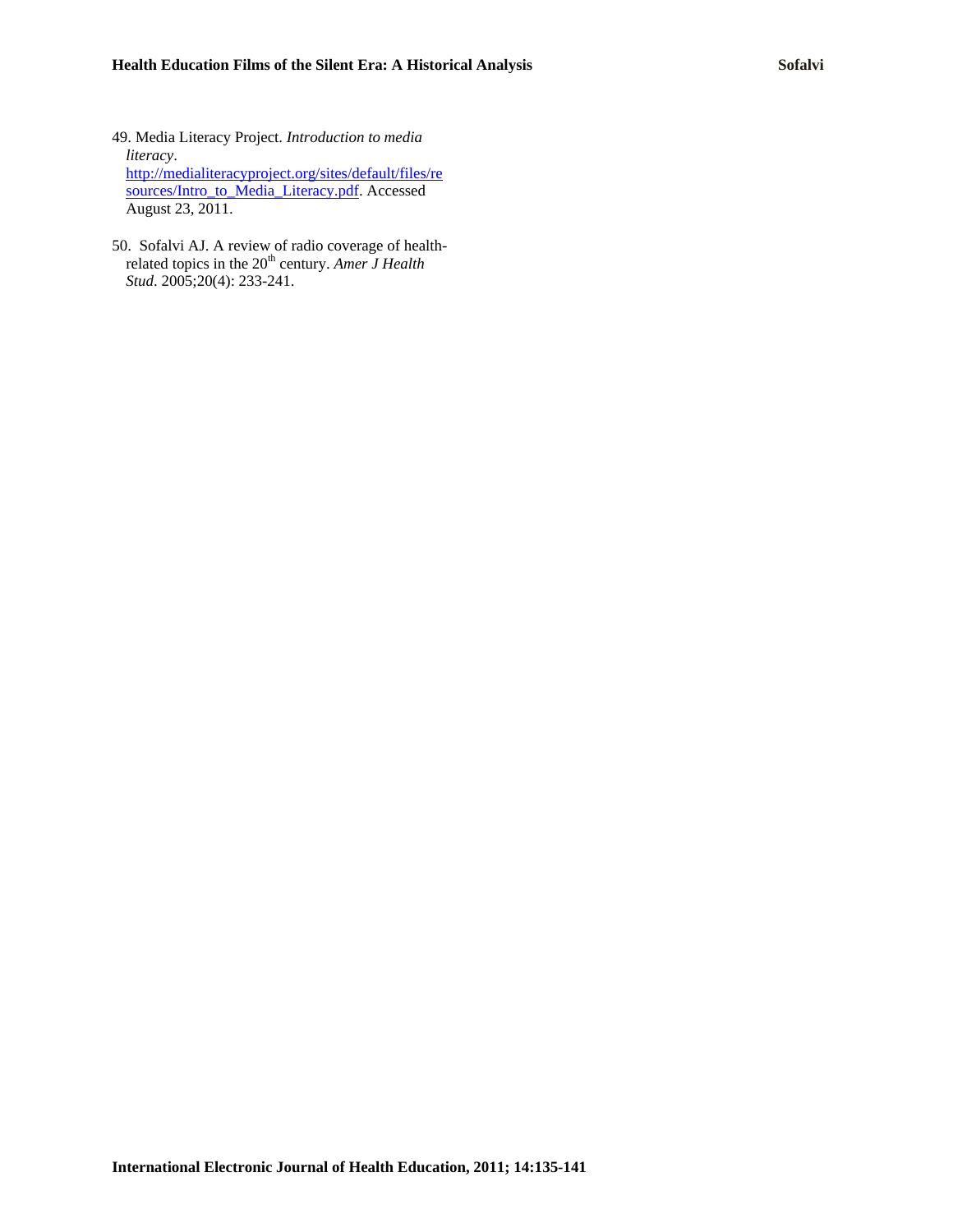49. Media Literacy Project. *Introduction to media literacy*. http://medialiteracyproject.org/sites/default/files/resources/Intro_to_Media_Literacy.pdf. Accessed August 23, 2011.

50. Sofalvi AJ. A review of radio coverage of health-related topics in the 20th century. *Amer J Health Stud*. 2005;20(4): 233-241.